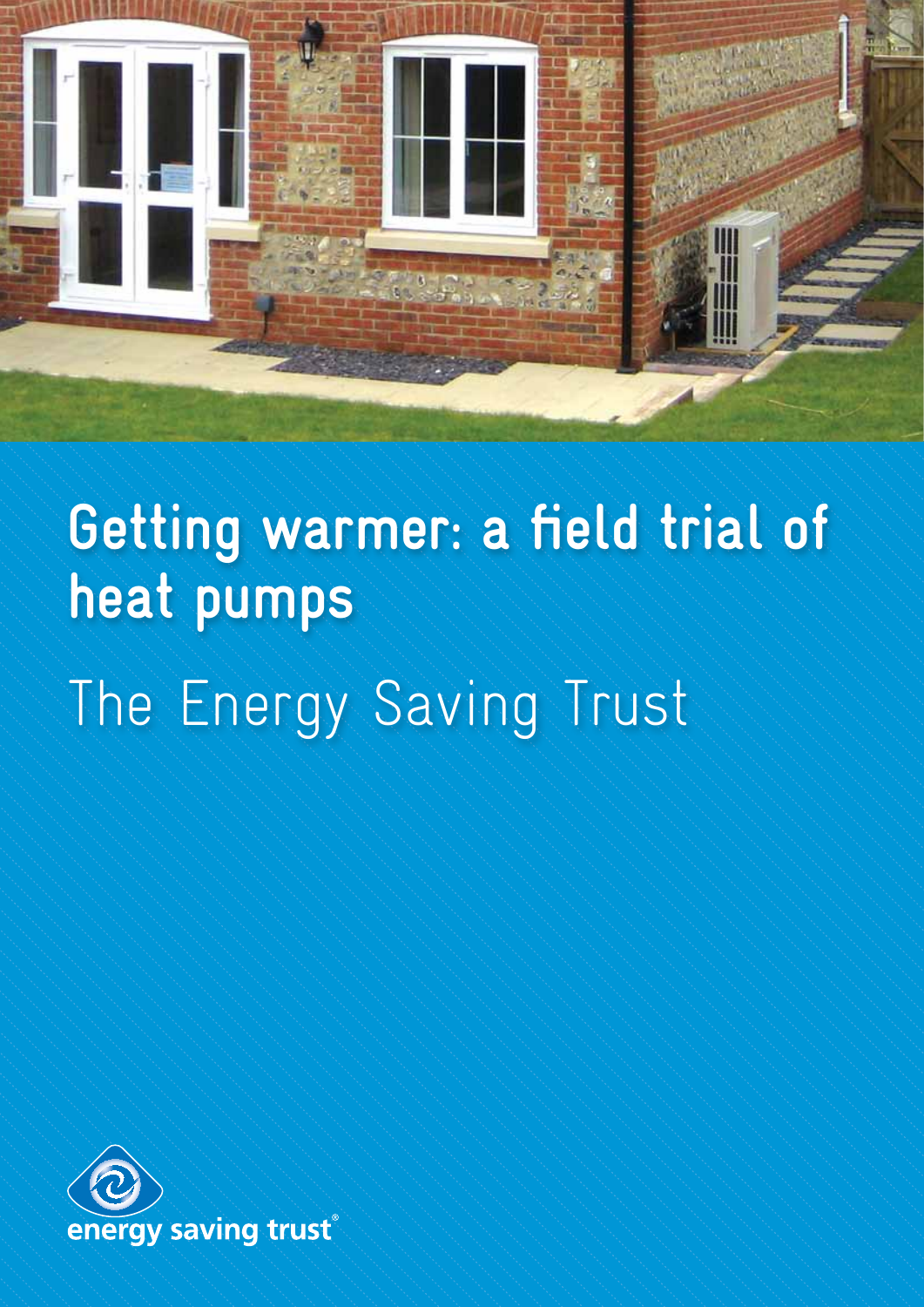# Getting warmer: a field trial of heat pumps

## The Energy Saving Trust

energy saving trust®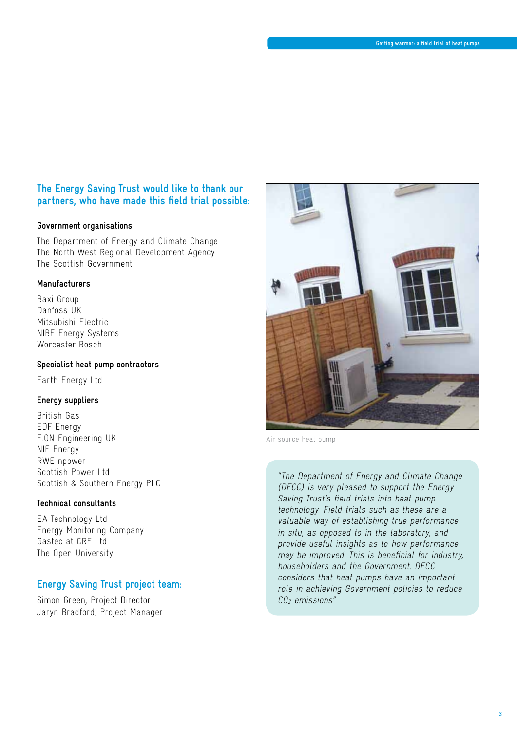## The Energy Saving Trust would like to thank our partners, who have made this field trial possible:

### Government organisations

The Department of Energy and Climate Change
The North West Regional Development Agency
The Scottish Government

### Manufacturers

Baxi Group
Danfoss UK
Mitsubishi Electric
NIBE Energy Systems
Worcester Bosch

### Specialist heat pump contractors

Earth Energy Ltd

### Energy suppliers

British Gas
EDF Energy
E.ON Engineering UK
NIE Energy
RWE npower
Scottish Power Ltd
Scottish & Southern Energy PLC

### Technical consultants

EA Technology Ltd
Energy Monitoring Company
Gastec at CRE Ltd
The Open University

## Energy Saving Trust project team:

Simon Green, Project Director
Jaryn Bradford, Project Manager

Air source heat pump

*"The Department of Energy and Climate Change (DECC) is very pleased to support the Energy Saving Trust's field trials into heat pump technology. Field trials such as these are a valuable way of establishing true performance in situ, as opposed to in the laboratory, and provide useful insights as to how performance may be improved. This is beneficial for industry, householders and the Government. DECC considers that heat pumps have an important role in achieving Government policies to reduce $CO_2$ emissions"*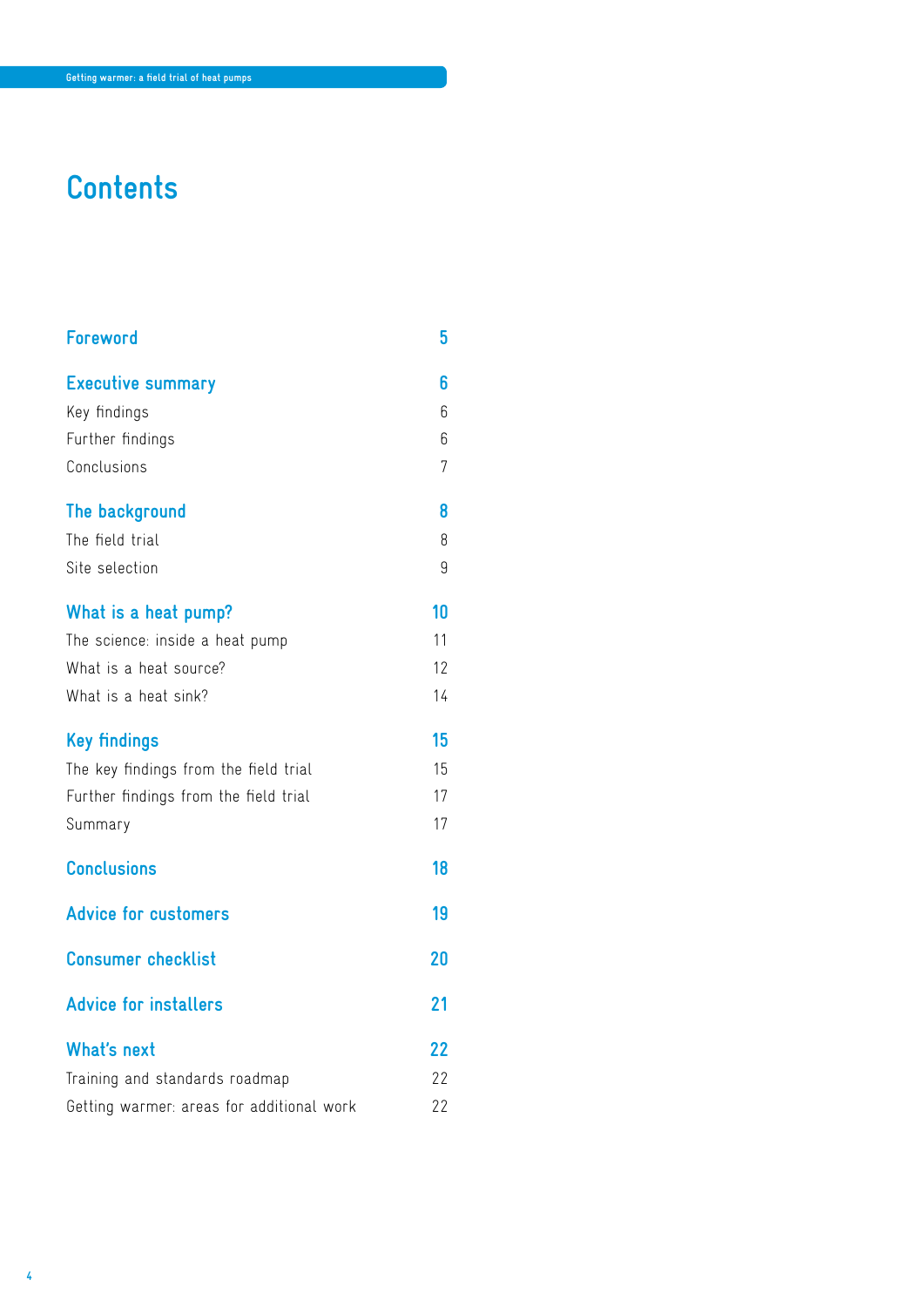# Contents

| | |
|---|---|
| **Foreword** | **5** |
| **Executive summary** | **6** |
| Key findings | 6 |
| Further findings | 6 |
| Conclusions | 7 |
| **The background** | **8** |
| The field trial | 8 |
| Site selection | 9 |
| **What is a heat pump?** | **10** |
| The science: inside a heat pump | 11 |
| What is a heat source? | 12 |
| What is a heat sink? | 14 |
| **Key findings** | **15** |
| The key findings from the field trial | 15 |
| Further findings from the field trial | 17 |
| Summary | 17 |
| **Conclusions** | **18** |
| **Advice for customers** | **19** |
| **Consumer checklist** | **20** |
| **Advice for installers** | **21** |
| **What's next** | **22** |
| Training and standards roadmap | 22 |
| Getting warmer: areas for additional work | 22 |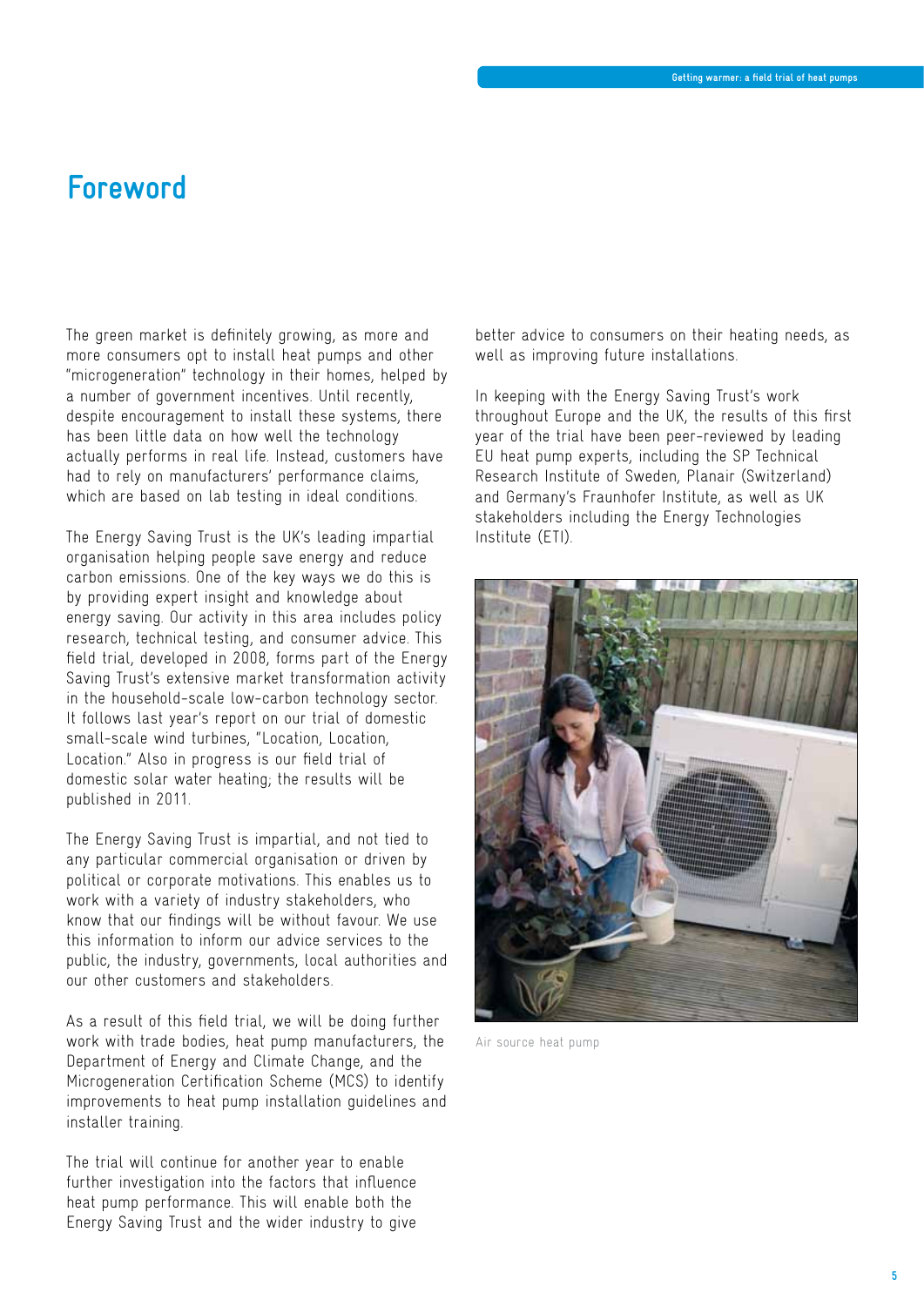# Foreword

The green market is definitely growing, as more and more consumers opt to install heat pumps and other "microgeneration" technology in their homes, helped by a number of government incentives. Until recently, despite encouragement to install these systems, there has been little data on how well the technology actually performs in real life. Instead, customers have had to rely on manufacturers' performance claims, which are based on lab testing in ideal conditions.

The Energy Saving Trust is the UK's leading impartial organisation helping people save energy and reduce carbon emissions. One of the key ways we do this is by providing expert insight and knowledge about energy saving. Our activity in this area includes policy research, technical testing, and consumer advice. This field trial, developed in 2008, forms part of the Energy Saving Trust's extensive market transformation activity in the household-scale low-carbon technology sector. It follows last year's report on our trial of domestic small-scale wind turbines, "Location, Location, Location." Also in progress is our field trial of domestic solar water heating; the results will be published in 2011.

The Energy Saving Trust is impartial, and not tied to any particular commercial organisation or driven by political or corporate motivations. This enables us to work with a variety of industry stakeholders, who know that our findings will be without favour. We use this information to inform our advice services to the public, the industry, governments, local authorities and our other customers and stakeholders.

As a result of this field trial, we will be doing further work with trade bodies, heat pump manufacturers, the Department of Energy and Climate Change, and the Microgeneration Certification Scheme (MCS) to identify improvements to heat pump installation guidelines and installer training.

The trial will continue for another year to enable further investigation into the factors that influence heat pump performance. This will enable both the Energy Saving Trust and the wider industry to give better advice to consumers on their heating needs, as well as improving future installations.

In keeping with the Energy Saving Trust's work throughout Europe and the UK, the results of this first year of the trial have been peer-reviewed by leading EU heat pump experts, including the SP Technical Research Institute of Sweden, Planair (Switzerland) and Germany's Fraunhofer Institute, as well as UK stakeholders including the Energy Technologies Institute (ETI).

Air source heat pump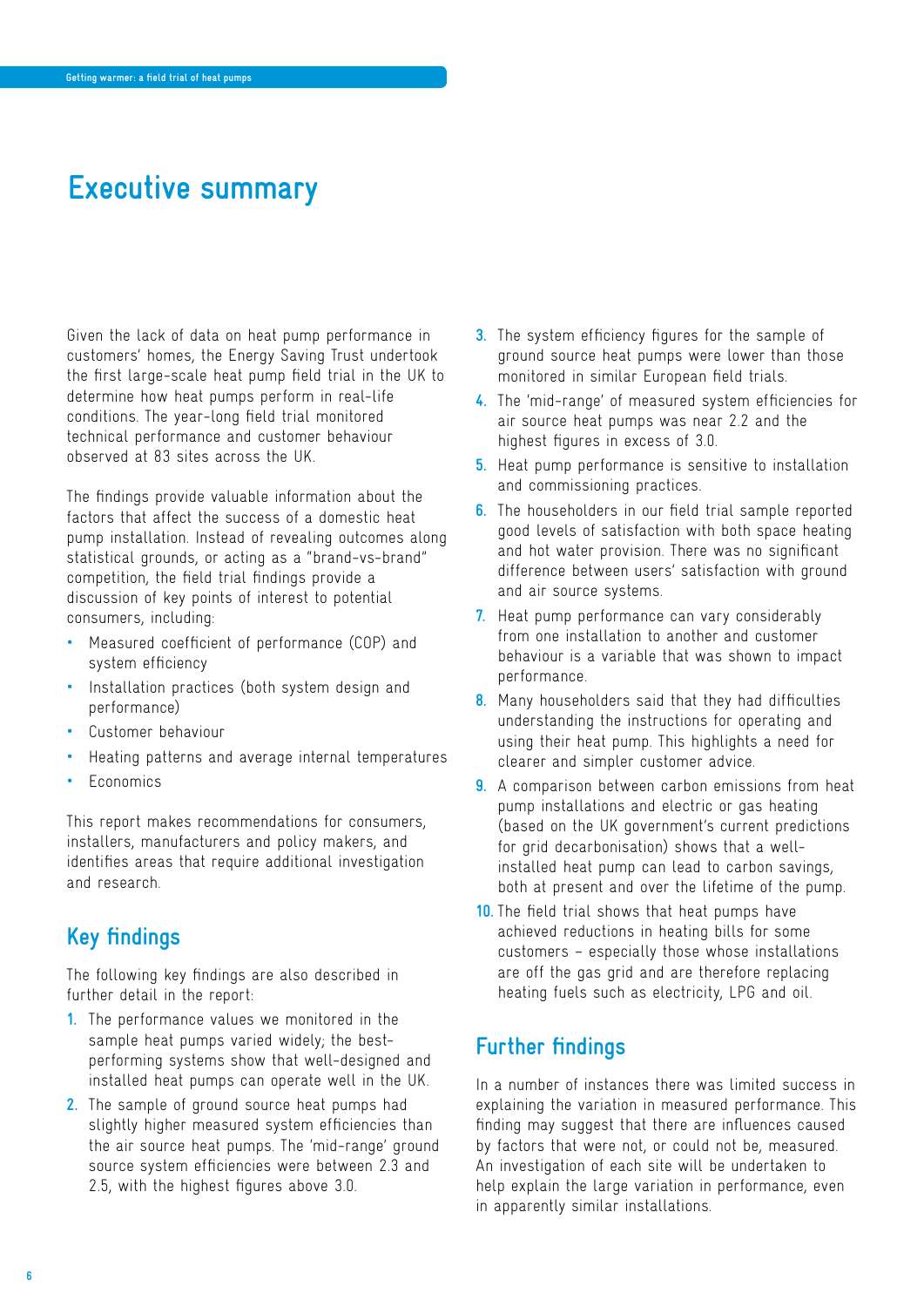# Executive summary

Given the lack of data on heat pump performance in customers' homes, the Energy Saving Trust undertook the first large-scale heat pump field trial in the UK to determine how heat pumps perform in real-life conditions. The year-long field trial monitored technical performance and customer behaviour observed at 83 sites across the UK.

The findings provide valuable information about the factors that affect the success of a domestic heat pump installation. Instead of revealing outcomes along statistical grounds, or acting as a "brand-vs-brand" competition, the field trial findings provide a discussion of key points of interest to potential consumers, including:

- Measured coefficient of performance (COP) and system efficiency
- Installation practices (both system design and performance)
- Customer behaviour
- Heating patterns and average internal temperatures
- Economics

This report makes recommendations for consumers, installers, manufacturers and policy makers, and identifies areas that require additional investigation and research.

## Key findings

The following key findings are also described in further detail in the report:

1. The performance values we monitored in the sample heat pumps varied widely; the best-performing systems show that well-designed and installed heat pumps can operate well in the UK.
2. The sample of ground source heat pumps had slightly higher measured system efficiencies than the air source heat pumps. The 'mid-range' ground source system efficiencies were between 2.3 and 2.5, with the highest figures above 3.0.
3. The system efficiency figures for the sample of ground source heat pumps were lower than those monitored in similar European field trials.
4. The 'mid-range' of measured system efficiencies for air source heat pumps was near 2.2 and the highest figures in excess of 3.0.
5. Heat pump performance is sensitive to installation and commissioning practices.
6. The householders in our field trial sample reported good levels of satisfaction with both space heating and hot water provision. There was no significant difference between users' satisfaction with ground and air source systems.
7. Heat pump performance can vary considerably from one installation to another and customer behaviour is a variable that was shown to impact performance.
8. Many householders said that they had difficulties understanding the instructions for operating and using their heat pump. This highlights a need for clearer and simpler customer advice.
9. A comparison between carbon emissions from heat pump installations and electric or gas heating (based on the UK government's current predictions for grid decarbonisation) shows that a well-installed heat pump can lead to carbon savings, both at present and over the lifetime of the pump.
10. The field trial shows that heat pumps have achieved reductions in heating bills for some customers – especially those whose installations are off the gas grid and are therefore replacing heating fuels such as electricity, LPG and oil.

## Further findings

In a number of instances there was limited success in explaining the variation in measured performance. This finding may suggest that there are influences caused by factors that were not, or could not be, measured. An investigation of each site will be undertaken to help explain the large variation in performance, even in apparently similar installations.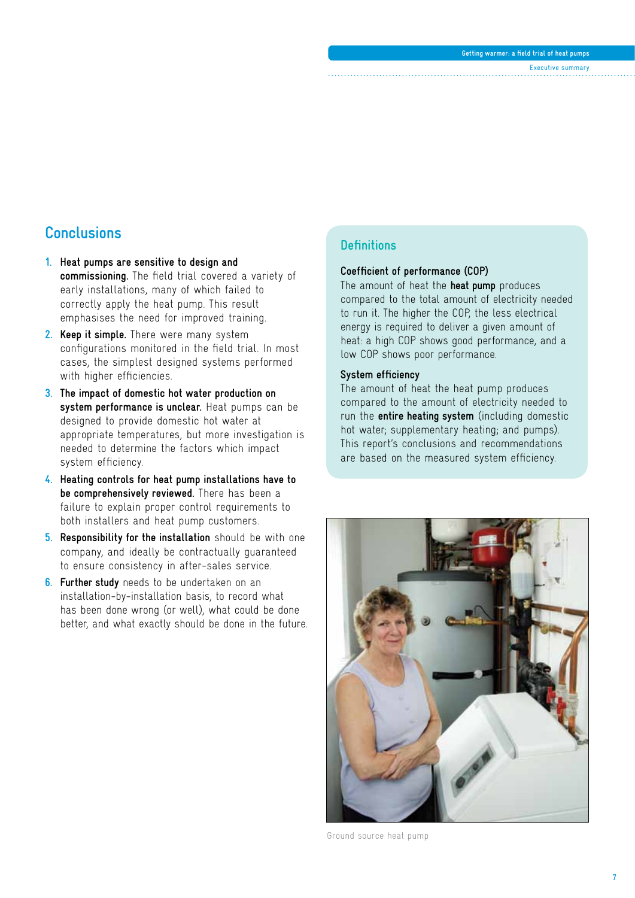## Conclusions

1. **Heat pumps are sensitive to design and commissioning.** The field trial covered a variety of early installations, many of which failed to correctly apply the heat pump. This result emphasises the need for improved training.
2. **Keep it simple.** There were many system configurations monitored in the field trial. In most cases, the simplest designed systems performed with higher efficiencies.
3. **The impact of domestic hot water production on system performance is unclear.** Heat pumps can be designed to provide domestic hot water at appropriate temperatures, but more investigation is needed to determine the factors which impact system efficiency.
4. **Heating controls for heat pump installations have to be comprehensively reviewed.** There has been a failure to explain proper control requirements to both installers and heat pump customers.
5. **Responsibility for the installation** should be with one company, and ideally be contractually guaranteed to ensure consistency in after-sales service.
6. **Further study** needs to be undertaken on an installation-by-installation basis, to record what has been done wrong (or well), what could be done better, and what exactly should be done in the future.

## Definitions

**Coefficient of performance (COP)**
The amount of heat the **heat pump** produces compared to the total amount of electricity needed to run it. The higher the COP, the less electrical energy is required to deliver a given amount of heat: a high COP shows good performance, and a low COP shows poor performance.

**System efficiency**
The amount of heat the heat pump produces compared to the amount of electricity needed to run the **entire heating system** (including domestic hot water; supplementary heating; and pumps). This report's conclusions and recommendations are based on the measured system efficiency.

Ground source heat pump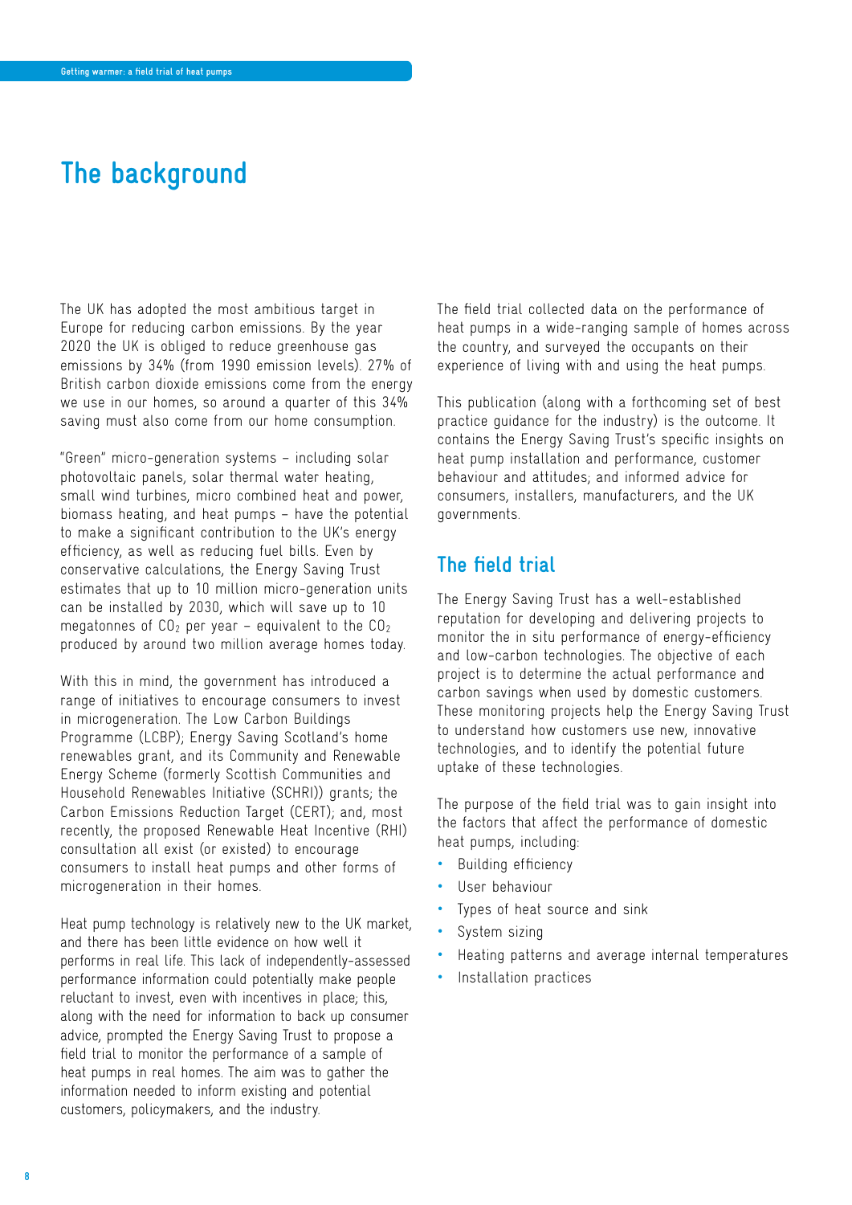# The background

The UK has adopted the most ambitious target in Europe for reducing carbon emissions. By the year 2020 the UK is obliged to reduce greenhouse gas emissions by 34% (from 1990 emission levels). 27% of British carbon dioxide emissions come from the energy we use in our homes, so around a quarter of this 34% saving must also come from our home consumption.

"Green" micro-generation systems – including solar photovoltaic panels, solar thermal water heating, small wind turbines, micro combined heat and power, biomass heating, and heat pumps – have the potential to make a significant contribution to the UK's energy efficiency, as well as reducing fuel bills. Even by conservative calculations, the Energy Saving Trust estimates that up to 10 million micro-generation units can be installed by 2030, which will save up to 10 megatonnes of $CO_2$ per year – equivalent to the $CO_2$ produced by around two million average homes today.

With this in mind, the government has introduced a range of initiatives to encourage consumers to invest in microgeneration. The Low Carbon Buildings Programme (LCBP); Energy Saving Scotland's home renewables grant, and its Community and Renewable Energy Scheme (formerly Scottish Communities and Household Renewables Initiative (SCHRI)) grants; the Carbon Emissions Reduction Target (CERT); and, most recently, the proposed Renewable Heat Incentive (RHI) consultation all exist (or existed) to encourage consumers to install heat pumps and other forms of microgeneration in their homes.

Heat pump technology is relatively new to the UK market, and there has been little evidence on how well it performs in real life. This lack of independently-assessed performance information could potentially make people reluctant to invest, even with incentives in place; this, along with the need for information to back up consumer advice, prompted the Energy Saving Trust to propose a field trial to monitor the performance of a sample of heat pumps in real homes. The aim was to gather the information needed to inform existing and potential customers, policymakers, and the industry.

The field trial collected data on the performance of heat pumps in a wide-ranging sample of homes across the country, and surveyed the occupants on their experience of living with and using the heat pumps.

This publication (along with a forthcoming set of best practice guidance for the industry) is the outcome. It contains the Energy Saving Trust's specific insights on heat pump installation and performance, customer behaviour and attitudes; and informed advice for consumers, installers, manufacturers, and the UK governments.

## The field trial

The Energy Saving Trust has a well-established reputation for developing and delivering projects to monitor the in situ performance of energy-efficiency and low-carbon technologies. The objective of each project is to determine the actual performance and carbon savings when used by domestic customers. These monitoring projects help the Energy Saving Trust to understand how customers use new, innovative technologies, and to identify the potential future uptake of these technologies.

The purpose of the field trial was to gain insight into the factors that affect the performance of domestic heat pumps, including:

- Building efficiency
- User behaviour
- Types of heat source and sink
- System sizing
- Heating patterns and average internal temperatures
- Installation practices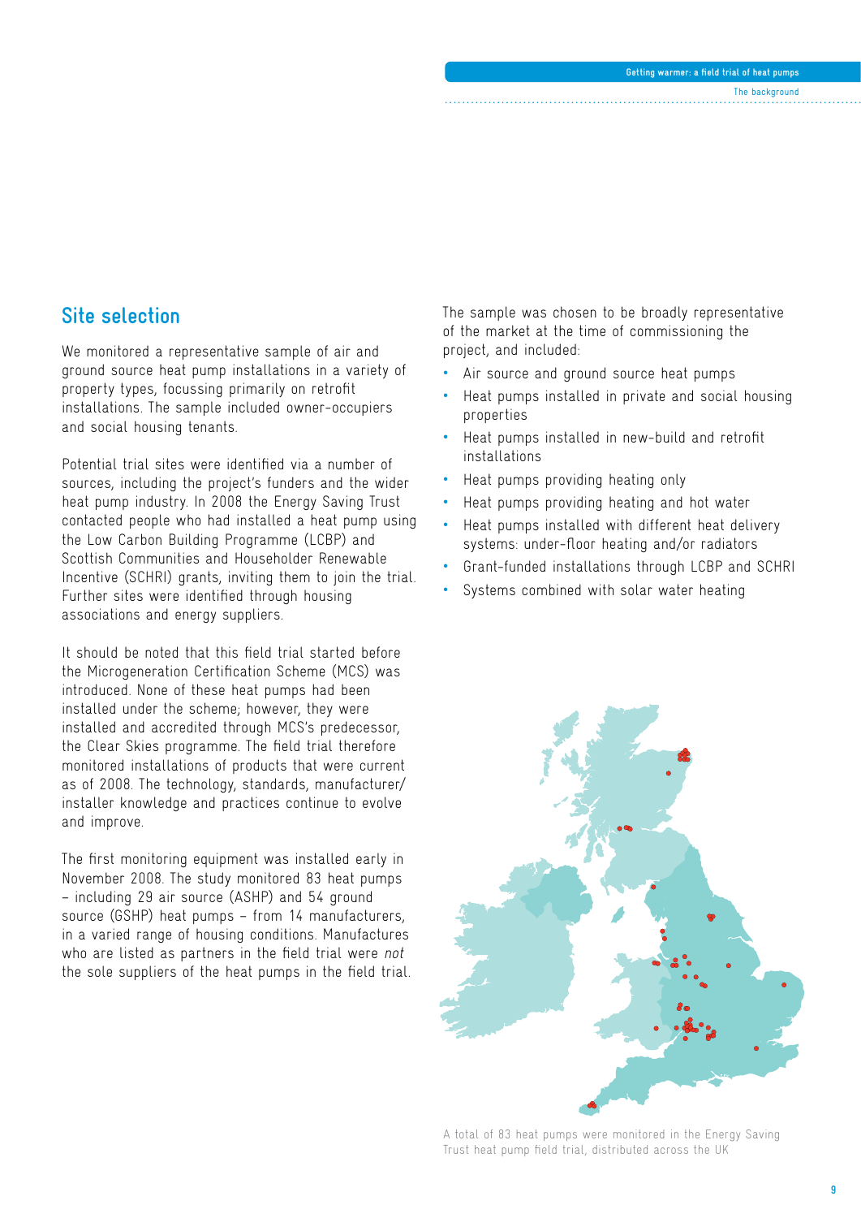## Site selection

We monitored a representative sample of air and ground source heat pump installations in a variety of property types, focussing primarily on retrofit installations. The sample included owner-occupiers and social housing tenants.

Potential trial sites were identified via a number of sources, including the project's funders and the wider heat pump industry. In 2008 the Energy Saving Trust contacted people who had installed a heat pump using the Low Carbon Building Programme (LCBP) and Scottish Communities and Householder Renewable Incentive (SCHRI) grants, inviting them to join the trial. Further sites were identified through housing associations and energy suppliers.

It should be noted that this field trial started before the Microgeneration Certification Scheme (MCS) was introduced. None of these heat pumps had been installed under the scheme; however, they were installed and accredited through MCS's predecessor, the Clear Skies programme. The field trial therefore monitored installations of products that were current as of 2008. The technology, standards, manufacturer/installer knowledge and practices continue to evolve and improve.

The first monitoring equipment was installed early in November 2008. The study monitored 83 heat pumps – including 29 air source (ASHP) and 54 ground source (GSHP) heat pumps – from 14 manufacturers, in a varied range of housing conditions. Manufactures who are listed as partners in the field trial were *not* the sole suppliers of the heat pumps in the field trial.

The sample was chosen to be broadly representative of the market at the time of commissioning the project, and included:

- Air source and ground source heat pumps
- Heat pumps installed in private and social housing properties
- Heat pumps installed in new-build and retrofit installations
- Heat pumps providing heating only
- Heat pumps providing heating and hot water
- Heat pumps installed with different heat delivery systems: under-floor heating and/or radiators
- Grant-funded installations through LCBP and SCHRI
- Systems combined with solar water heating

A total of 83 heat pumps were monitored in the Energy Saving Trust heat pump field trial, distributed across the UK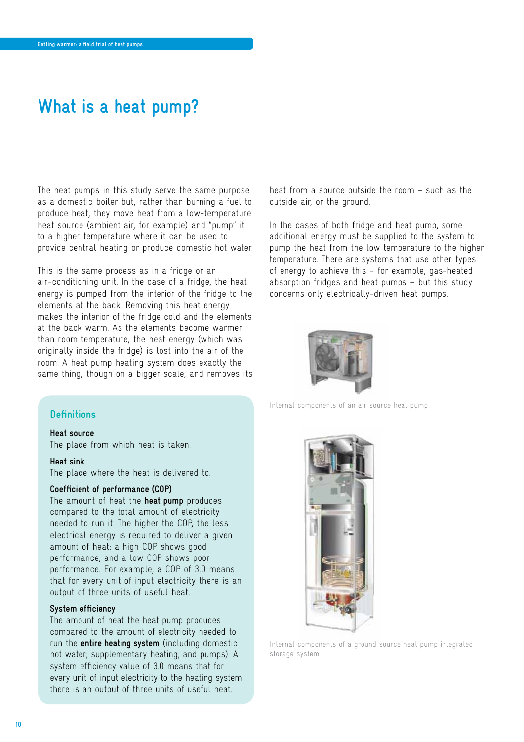# What is a heat pump?

The heat pumps in this study serve the same purpose as a domestic boiler but, rather than burning a fuel to produce heat, they move heat from a low-temperature heat source (ambient air, for example) and "pump" it to a higher temperature where it can be used to provide central heating or produce domestic hot water.

This is the same process as in a fridge or an air-conditioning unit. In the case of a fridge, the heat energy is pumped from the interior of the fridge to the elements at the back. Removing this heat energy makes the interior of the fridge cold and the elements at the back warm. As the elements become warmer than room temperature, the heat energy (which was originally inside the fridge) is lost into the air of the room. A heat pump heating system does exactly the same thing, though on a bigger scale, and removes its heat from a source outside the room – such as the outside air, or the ground.

In the cases of both fridge and heat pump, some additional energy must be supplied to the system to pump the heat from the low temperature to the higher temperature. There are systems that use other types of energy to achieve this – for example, gas-heated absorption fridges and heat pumps – but this study concerns only electrically-driven heat pumps.

## Definitions

**Heat source**
The place from which heat is taken.

**Heat sink**
The place where the heat is delivered to.

**Coefficient of performance (COP)**
The amount of heat the **heat pump** produces compared to the total amount of electricity needed to run it. The higher the COP, the less electrical energy is required to deliver a given amount of heat: a high COP shows good performance, and a low COP shows poor performance. For example, a COP of 3.0 means that for every unit of input electricity there is an output of three units of useful heat.

**System efficiency**
The amount of heat the heat pump produces compared to the amount of electricity needed to run the **entire heating system** (including domestic hot water; supplementary heating; and pumps). A system efficiency value of 3.0 means that for every unit of input electricity to the heating system there is an output of three units of useful heat.

Internal components of an air source heat pump

Internal components of a ground source heat pump integrated storage system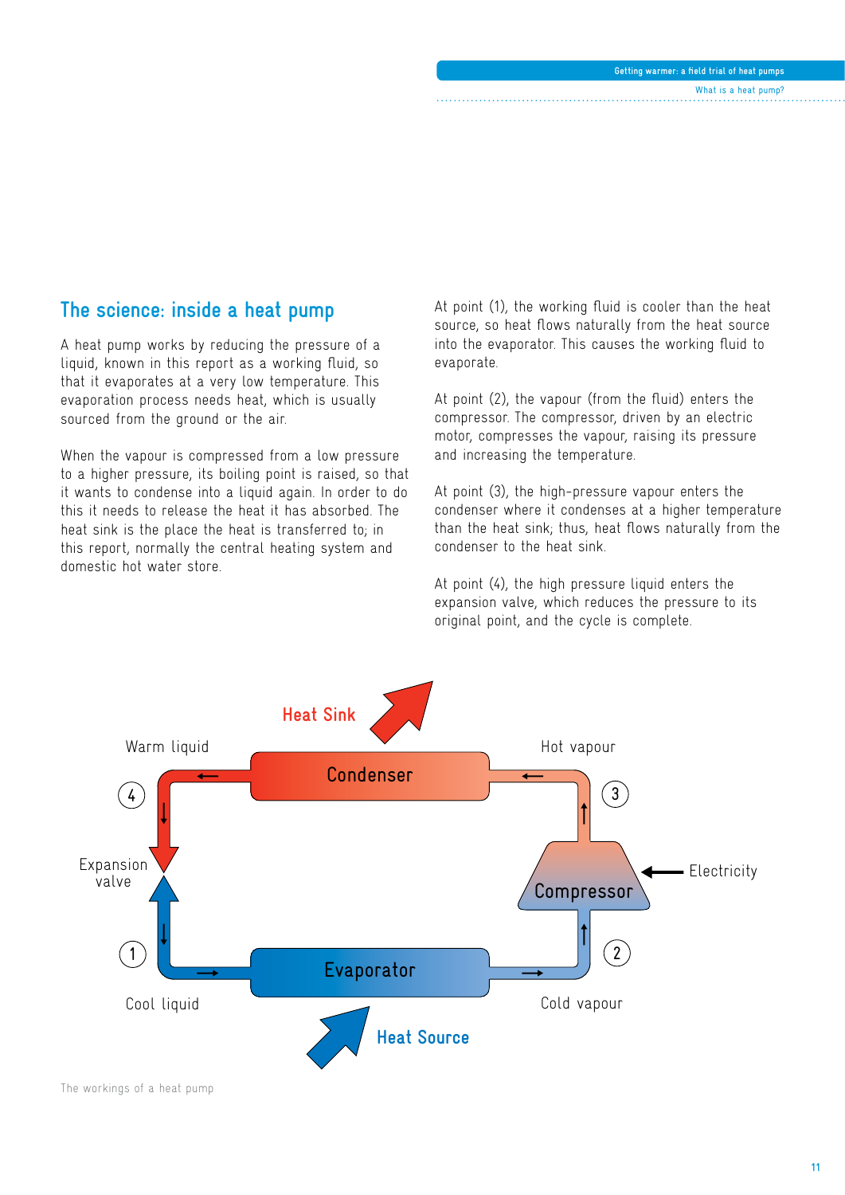## The science: inside a heat pump

A heat pump works by reducing the pressure of a liquid, known in this report as a working fluid, so that it evaporates at a very low temperature. This evaporation process needs heat, which is usually sourced from the ground or the air.

When the vapour is compressed from a low pressure to a higher pressure, its boiling point is raised, so that it wants to condense into a liquid again. In order to do this it needs to release the heat it has absorbed. The heat sink is the place the heat is transferred to; in this report, normally the central heating system and domestic hot water store.

At point (1), the working fluid is cooler than the heat source, so heat flows naturally from the heat source into the evaporator. This causes the working fluid to evaporate.

At point (2), the vapour (from the fluid) enters the compressor. The compressor, driven by an electric motor, compresses the vapour, raising its pressure and increasing the temperature.

At point (3), the high-pressure vapour enters the condenser where it condenses at a higher temperature than the heat sink; thus, heat flows naturally from the condenser to the heat sink.

At point (4), the high pressure liquid enters the expansion valve, which reduces the pressure to its original point, and the cycle is complete.

Heat Sink

Warm liquid — Condenser — Hot vapour

4 — Expansion valve — 3

Compressor — Electricity

1 — Evaporator — 2

Cool liquid — Cold vapour

Heat Source

The workings of a heat pump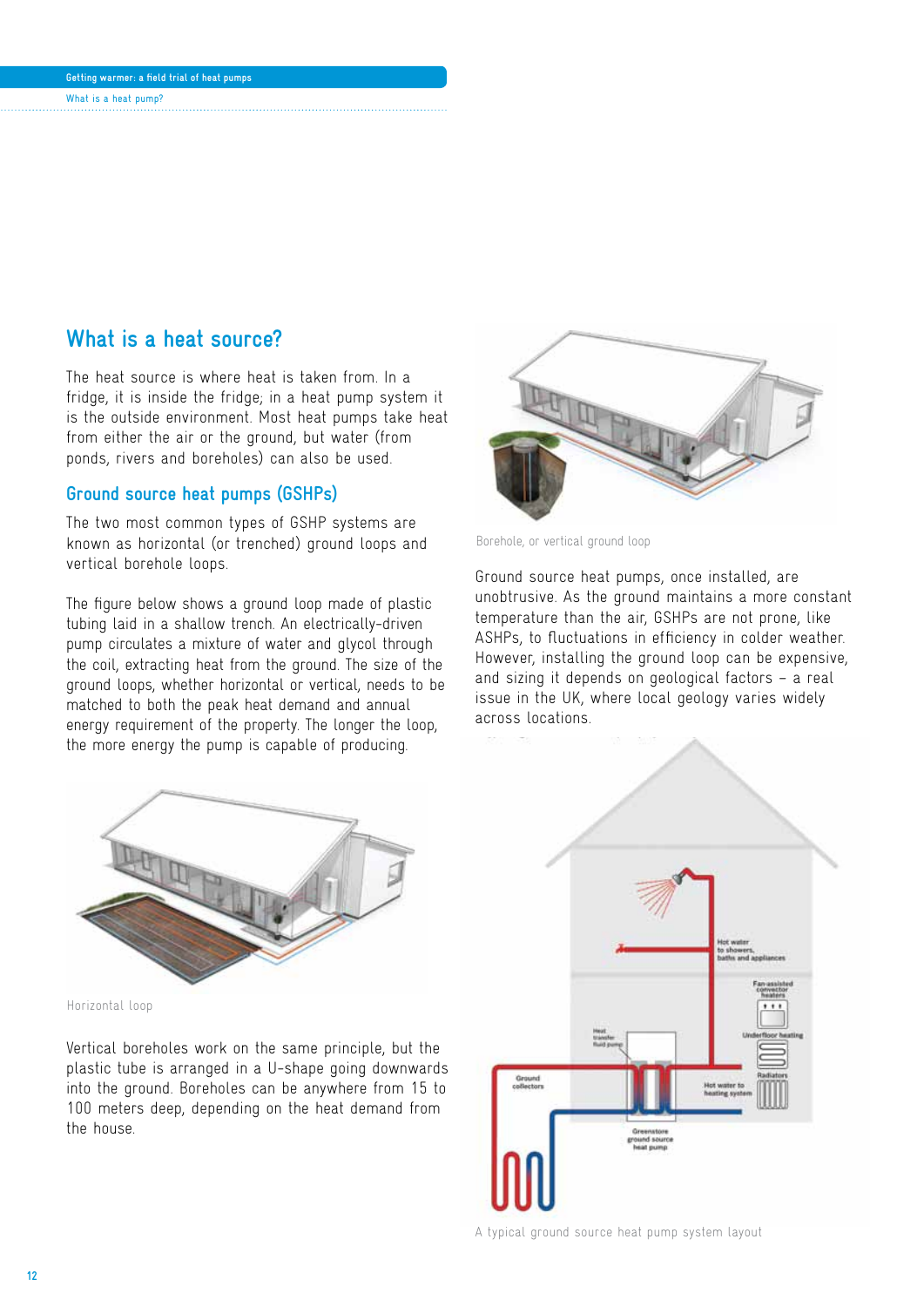## What is a heat source?

The heat source is where heat is taken from. In a fridge, it is inside the fridge; in a heat pump system it is the outside environment. Most heat pumps take heat from either the air or the ground, but water (from ponds, rivers and boreholes) can also be used.

### Ground source heat pumps (GSHPs)

The two most common types of GSHP systems are known as horizontal (or trenched) ground loops and vertical borehole loops.

The figure below shows a ground loop made of plastic tubing laid in a shallow trench. An electrically-driven pump circulates a mixture of water and glycol through the coil, extracting heat from the ground. The size of the ground loops, whether horizontal or vertical, needs to be matched to both the peak heat demand and annual energy requirement of the property. The longer the loop, the more energy the pump is capable of producing.

Horizontal loop

Vertical boreholes work on the same principle, but the plastic tube is arranged in a U-shape going downwards into the ground. Boreholes can be anywhere from 15 to 100 meters deep, depending on the heat demand from the house.

Borehole, or vertical ground loop

Ground source heat pumps, once installed, are unobtrusive. As the ground maintains a more constant temperature than the air, GSHPs are not prone, like ASHPs, to fluctuations in efficiency in colder weather. However, installing the ground loop can be expensive, and sizing it depends on geological factors – a real issue in the UK, where local geology varies widely across locations.

A typical ground source heat pump system layout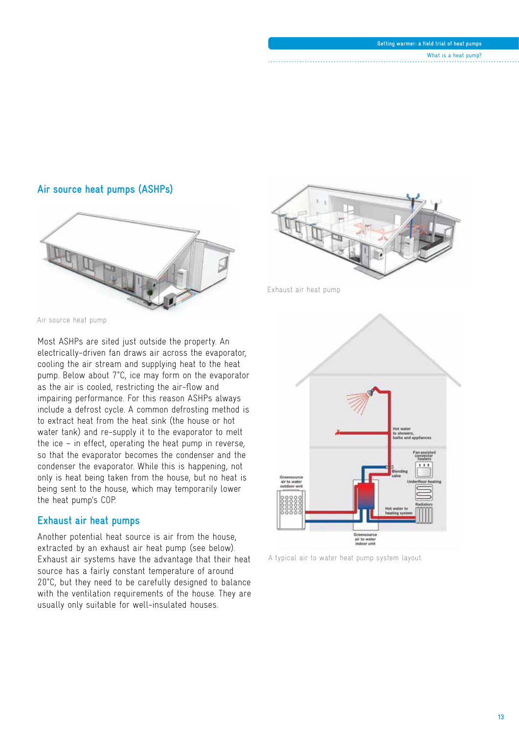## Air source heat pumps (ASHPs)

Air source heat pump

Most ASHPs are sited just outside the property. An electrically-driven fan draws air across the evaporator, cooling the air stream and supplying heat to the heat pump. Below about 7°C, ice may form on the evaporator as the air is cooled, restricting the air-flow and impairing performance. For this reason ASHPs always include a defrost cycle. A common defrosting method is to extract heat from the heat sink (the house or hot water tank) and re-supply it to the evaporator to melt the ice – in effect, operating the heat pump in reverse, so that the evaporator becomes the condenser and the condenser the evaporator. While this is happening, not only is heat being taken from the house, but no heat is being sent to the house, which may temporarily lower the heat pump's COP.

## Exhaust air heat pumps

Another potential heat source is air from the house, extracted by an exhaust air heat pump (see below). Exhaust air systems have the advantage that their heat source has a fairly constant temperature of around 20°C, but they need to be carefully designed to balance with the ventilation requirements of the house. They are usually only suitable for well-insulated houses.

Exhaust air heat pump

A typical air to water heat pump system layout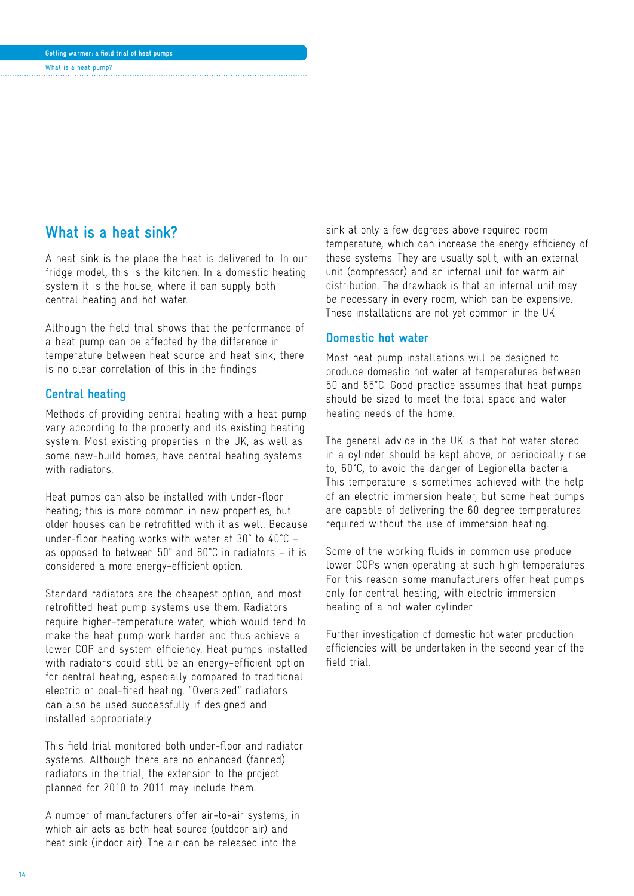## What is a heat sink?

A heat sink is the place the heat is delivered to. In our fridge model, this is the kitchen. In a domestic heating system it is the house, where it can supply both central heating and hot water.

Although the field trial shows that the performance of a heat pump can be affected by the difference in temperature between heat source and heat sink, there is no clear correlation of this in the findings.

### Central heating

Methods of providing central heating with a heat pump vary according to the property and its existing heating system. Most existing properties in the UK, as well as some new-build homes, have central heating systems with radiators.

Heat pumps can also be installed with under-floor heating; this is more common in new properties, but older houses can be retrofitted with it as well. Because under-floor heating works with water at 30° to 40°C – as opposed to between 50° and 60°C in radiators – it is considered a more energy-efficient option.

Standard radiators are the cheapest option, and most retrofitted heat pump systems use them. Radiators require higher-temperature water, which would tend to make the heat pump work harder and thus achieve a lower COP and system efficiency. Heat pumps installed with radiators could still be an energy-efficient option for central heating, especially compared to traditional electric or coal-fired heating. "Oversized" radiators can also be used successfully if designed and installed appropriately.

This field trial monitored both under-floor and radiator systems. Although there are no enhanced (fanned) radiators in the trial, the extension to the project planned for 2010 to 2011 may include them.

A number of manufacturers offer air-to-air systems, in which air acts as both heat source (outdoor air) and heat sink (indoor air). The air can be released into the sink at only a few degrees above required room temperature, which can increase the energy efficiency of these systems. They are usually split, with an external unit (compressor) and an internal unit for warm air distribution. The drawback is that an internal unit may be necessary in every room, which can be expensive. These installations are not yet common in the UK.

### Domestic hot water

Most heat pump installations will be designed to produce domestic hot water at temperatures between 50 and 55°C. Good practice assumes that heat pumps should be sized to meet the total space and water heating needs of the home.

The general advice in the UK is that hot water stored in a cylinder should be kept above, or periodically rise to, 60°C, to avoid the danger of Legionella bacteria. This temperature is sometimes achieved with the help of an electric immersion heater, but some heat pumps are capable of delivering the 60 degree temperatures required without the use of immersion heating.

Some of the working fluids in common use produce lower COPs when operating at such high temperatures. For this reason some manufacturers offer heat pumps only for central heating, with electric immersion heating of a hot water cylinder.

Further investigation of domestic hot water production efficiencies will be undertaken in the second year of the field trial.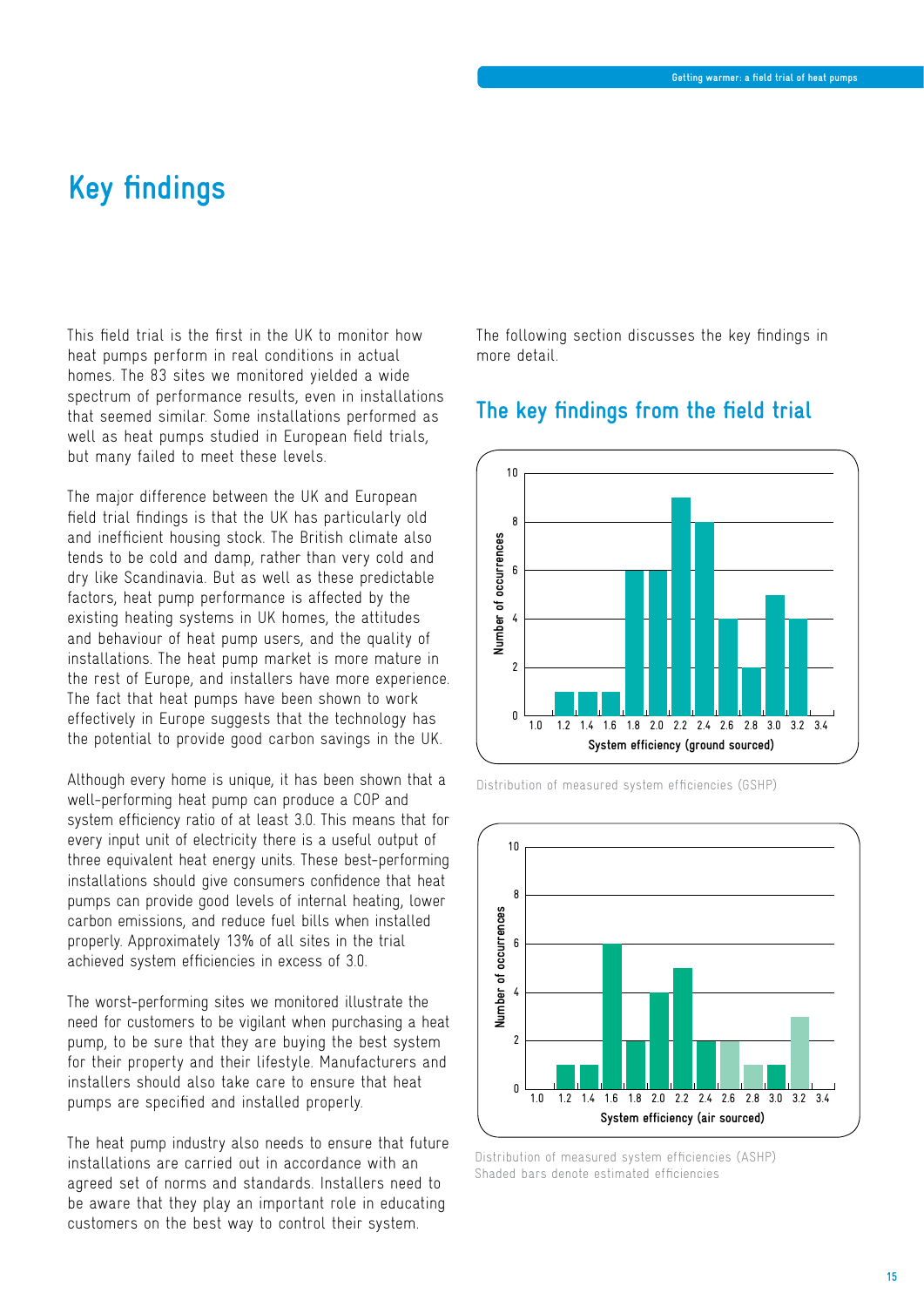# Key findings

This field trial is the first in the UK to monitor how heat pumps perform in real conditions in actual homes. The 83 sites we monitored yielded a wide spectrum of performance results, even in installations that seemed similar. Some installations performed as well as heat pumps studied in European field trials, but many failed to meet these levels.

The major difference between the UK and European field trial findings is that the UK has particularly old and inefficient housing stock. The British climate also tends to be cold and damp, rather than very cold and dry like Scandinavia. But as well as these predictable factors, heat pump performance is affected by the existing heating systems in UK homes, the attitudes and behaviour of heat pump users, and the quality of installations. The heat pump market is more mature in the rest of Europe, and installers have more experience. The fact that heat pumps have been shown to work effectively in Europe suggests that the technology has the potential to provide good carbon savings in the UK.

Although every home is unique, it has been shown that a well-performing heat pump can produce a COP and system efficiency ratio of at least 3.0. This means that for every input unit of electricity there is a useful output of three equivalent heat energy units. These best-performing installations should give consumers confidence that heat pumps can provide good levels of internal heating, lower carbon emissions, and reduce fuel bills when installed properly. Approximately 13% of all sites in the trial achieved system efficiencies in excess of 3.0.

The worst-performing sites we monitored illustrate the need for customers to be vigilant when purchasing a heat pump, to be sure that they are buying the best system for their property and their lifestyle. Manufacturers and installers should also take care to ensure that heat pumps are specified and installed properly.

The heat pump industry also needs to ensure that future installations are carried out in accordance with an agreed set of norms and standards. Installers need to be aware that they play an important role in educating customers on the best way to control their system.

The following section discusses the key findings in more detail.

## The key findings from the field trial

Distribution of measured system efficiencies (GSHP)

Distribution of measured system efficiencies (ASHP)
Shaded bars denote estimated efficiencies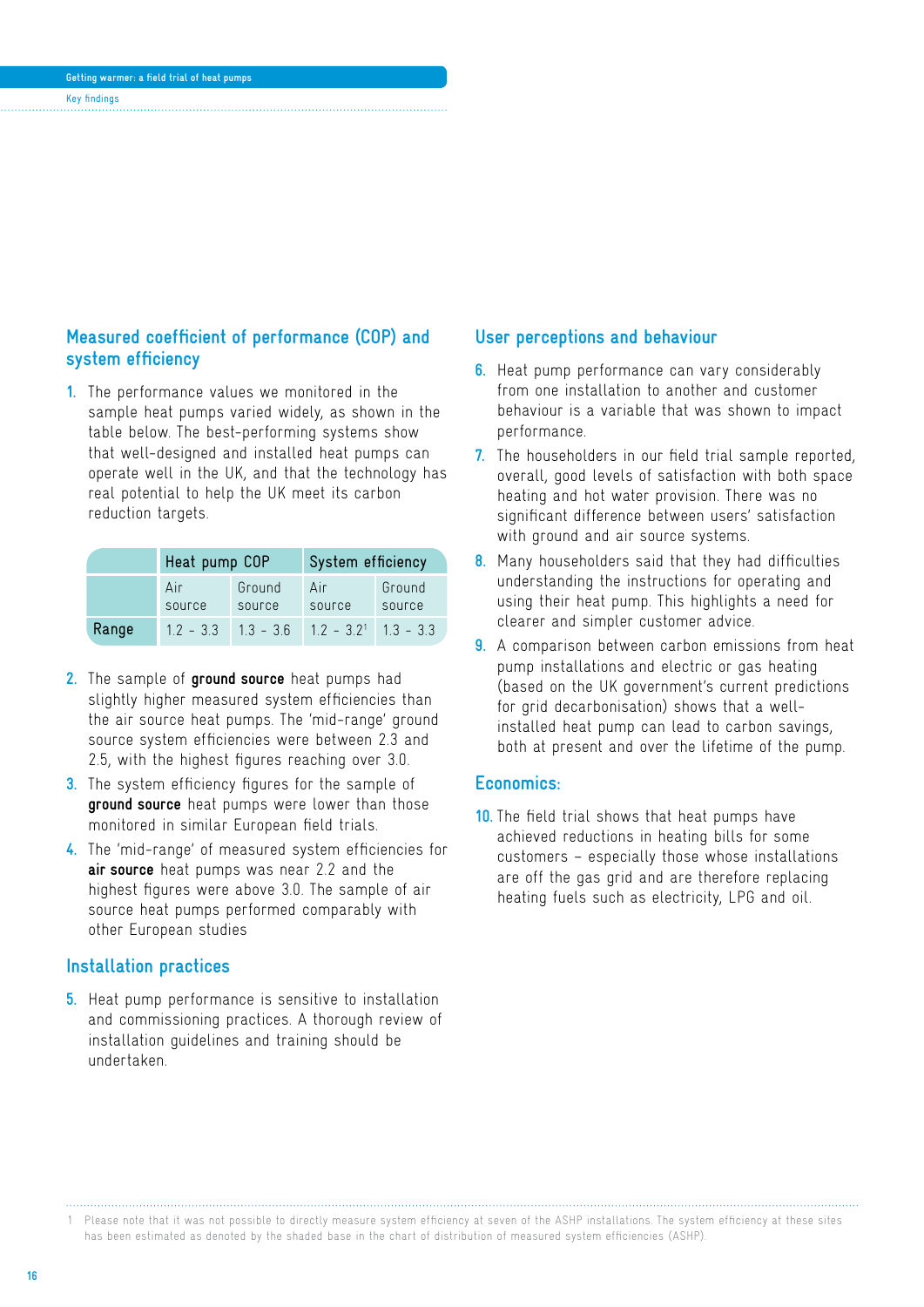## Measured coefficient of performance (COP) and system efficiency

1. The performance values we monitored in the sample heat pumps varied widely, as shown in the table below. The best-performing systems show that well-designed and installed heat pumps can operate well in the UK, and that the technology has real potential to help the UK meet its carbon reduction targets.

| | Heat pump COP | | System efficiency | |
|---|---|---|---|---|
| | Air source | Ground source | Air source | Ground source |
| Range | 1.2 - 3.3 | 1.3 - 3.6 | 1.2 - 3.2[1] | 1.3 - 3.3 |

2. The sample of **ground source** heat pumps had slightly higher measured system efficiencies than the air source heat pumps. The 'mid-range' ground source system efficiencies were between 2.3 and 2.5, with the highest figures reaching over 3.0.
3. The system efficiency figures for the sample of **ground source** heat pumps were lower than those monitored in similar European field trials.
4. The 'mid-range' of measured system efficiencies for **air source** heat pumps was near 2.2 and the highest figures were above 3.0. The sample of air source heat pumps performed comparably with other European studies

## Installation practices

5. Heat pump performance is sensitive to installation and commissioning practices. A thorough review of installation guidelines and training should be undertaken.

## User perceptions and behaviour

6. Heat pump performance can vary considerably from one installation to another and customer behaviour is a variable that was shown to impact performance.
7. The householders in our field trial sample reported, overall, good levels of satisfaction with both space heating and hot water provision. There was no significant difference between users' satisfaction with ground and air source systems.
8. Many householders said that they had difficulties understanding the instructions for operating and using their heat pump. This highlights a need for clearer and simpler customer advice.
9. A comparison between carbon emissions from heat pump installations and electric or gas heating (based on the UK government's current predictions for grid decarbonisation) shows that a well-installed heat pump can lead to carbon savings, both at present and over the lifetime of the pump.

## Economics:

10. The field trial shows that heat pumps have achieved reductions in heating bills for some customers – especially those whose installations are off the gas grid and are therefore replacing heating fuels such as electricity, LPG and oil.

1 Please note that it was not possible to directly measure system efficiency at seven of the ASHP installations. The system efficiency at these sites has been estimated as denoted by the shaded base in the chart of distribution of measured system efficiencies (ASHP).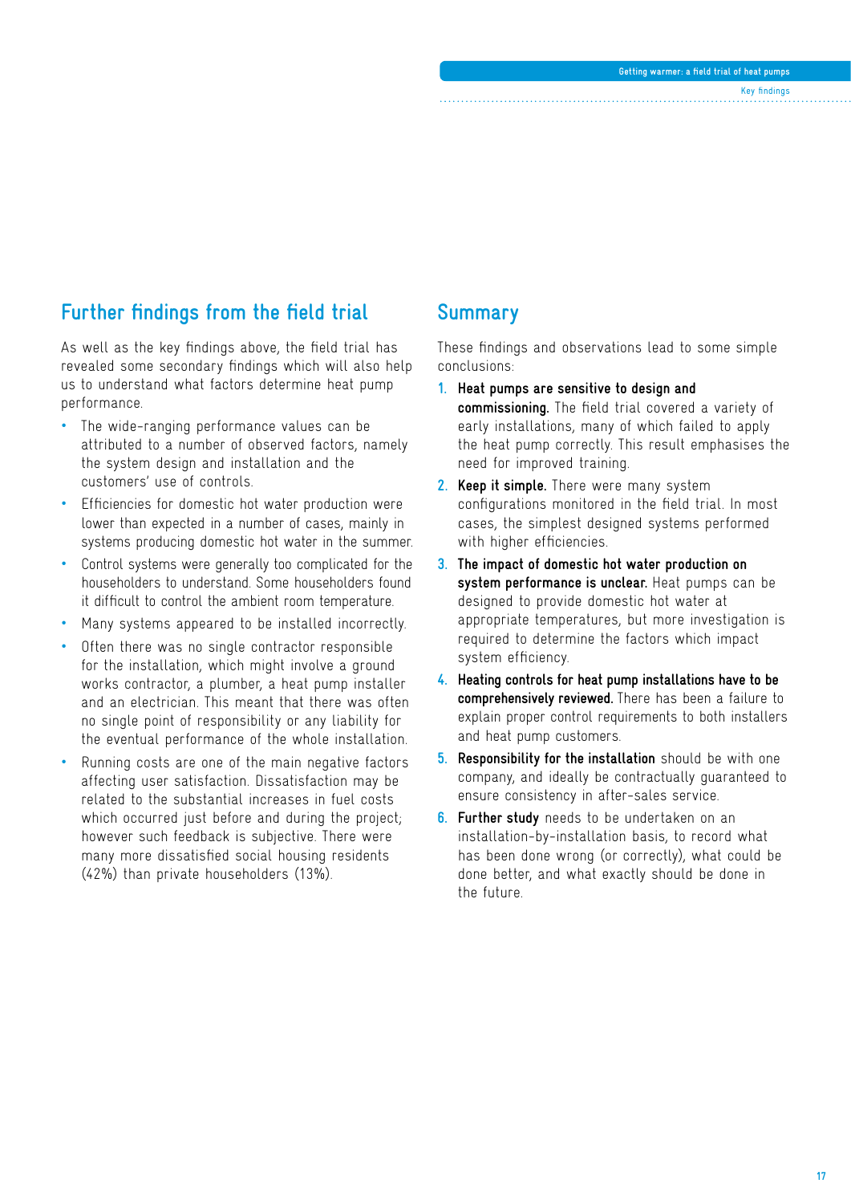## Further findings from the field trial

As well as the key findings above, the field trial has revealed some secondary findings which will also help us to understand what factors determine heat pump performance.

- The wide-ranging performance values can be attributed to a number of observed factors, namely the system design and installation and the customers' use of controls.
- Efficiencies for domestic hot water production were lower than expected in a number of cases, mainly in systems producing domestic hot water in the summer.
- Control systems were generally too complicated for the householders to understand. Some householders found it difficult to control the ambient room temperature.
- Many systems appeared to be installed incorrectly.
- Often there was no single contractor responsible for the installation, which might involve a ground works contractor, a plumber, a heat pump installer and an electrician. This meant that there was often no single point of responsibility or any liability for the eventual performance of the whole installation.
- Running costs are one of the main negative factors affecting user satisfaction. Dissatisfaction may be related to the substantial increases in fuel costs which occurred just before and during the project; however such feedback is subjective. There were many more dissatisfied social housing residents (42%) than private householders (13%).

## Summary

These findings and observations lead to some simple conclusions:

1. **Heat pumps are sensitive to design and commissioning.** The field trial covered a variety of early installations, many of which failed to apply the heat pump correctly. This result emphasises the need for improved training.
2. **Keep it simple.** There were many system configurations monitored in the field trial. In most cases, the simplest designed systems performed with higher efficiencies.
3. **The impact of domestic hot water production on system performance is unclear.** Heat pumps can be designed to provide domestic hot water at appropriate temperatures, but more investigation is required to determine the factors which impact system efficiency.
4. **Heating controls for heat pump installations have to be comprehensively reviewed.** There has been a failure to explain proper control requirements to both installers and heat pump customers.
5. **Responsibility for the installation** should be with one company, and ideally be contractually guaranteed to ensure consistency in after-sales service.
6. **Further study** needs to be undertaken on an installation-by-installation basis, to record what has been done wrong (or correctly), what could be done better, and what exactly should be done in the future.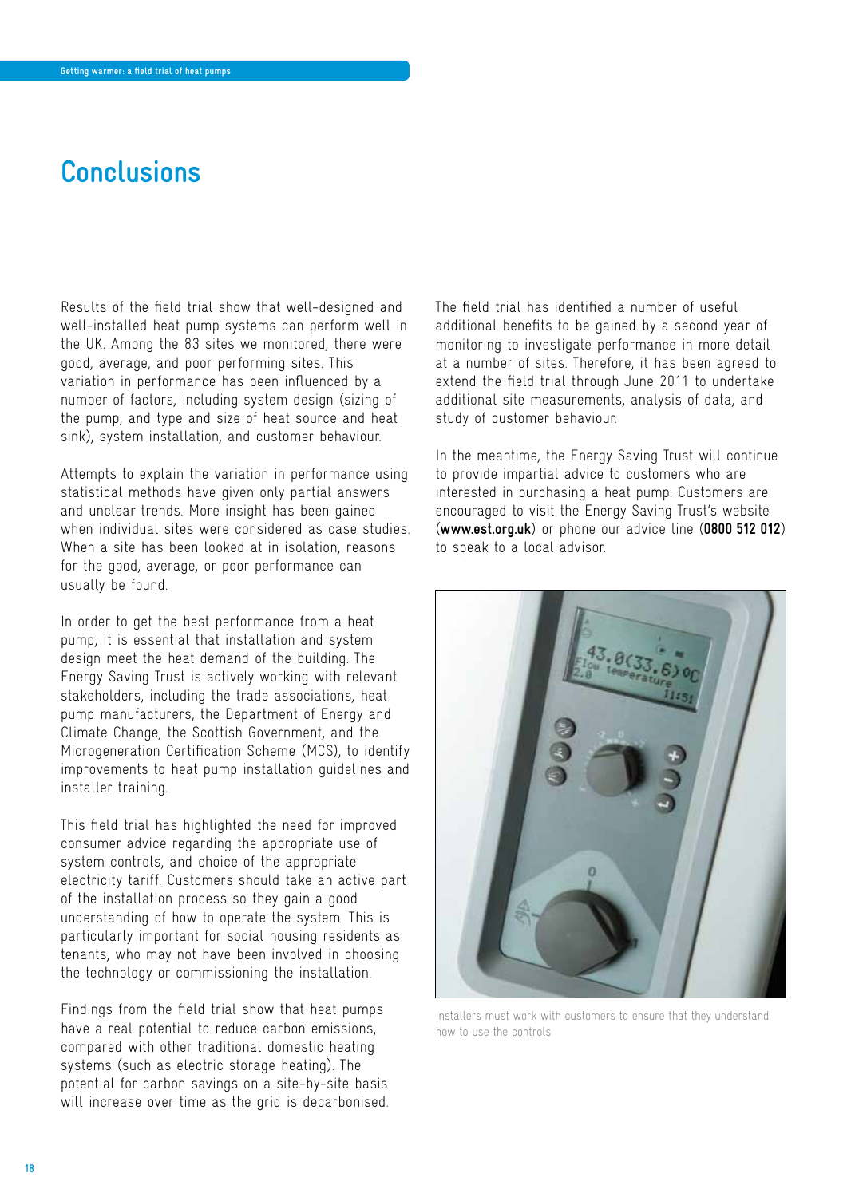# Conclusions

Results of the field trial show that well-designed and well-installed heat pump systems can perform well in the UK. Among the 83 sites we monitored, there were good, average, and poor performing sites. This variation in performance has been influenced by a number of factors, including system design (sizing of the pump, and type and size of heat source and heat sink), system installation, and customer behaviour.

Attempts to explain the variation in performance using statistical methods have given only partial answers and unclear trends. More insight has been gained when individual sites were considered as case studies. When a site has been looked at in isolation, reasons for the good, average, or poor performance can usually be found.

In order to get the best performance from a heat pump, it is essential that installation and system design meet the heat demand of the building. The Energy Saving Trust is actively working with relevant stakeholders, including the trade associations, heat pump manufacturers, the Department of Energy and Climate Change, the Scottish Government, and the Microgeneration Certification Scheme (MCS), to identify improvements to heat pump installation guidelines and installer training.

This field trial has highlighted the need for improved consumer advice regarding the appropriate use of system controls, and choice of the appropriate electricity tariff. Customers should take an active part of the installation process so they gain a good understanding of how to operate the system. This is particularly important for social housing residents as tenants, who may not have been involved in choosing the technology or commissioning the installation.

Findings from the field trial show that heat pumps have a real potential to reduce carbon emissions, compared with other traditional domestic heating systems (such as electric storage heating). The potential for carbon savings on a site-by-site basis will increase over time as the grid is decarbonised.

The field trial has identified a number of useful additional benefits to be gained by a second year of monitoring to investigate performance in more detail at a number of sites. Therefore, it has been agreed to extend the field trial through June 2011 to undertake additional site measurements, analysis of data, and study of customer behaviour.

In the meantime, the Energy Saving Trust will continue to provide impartial advice to customers who are interested in purchasing a heat pump. Customers are encouraged to visit the Energy Saving Trust's website (**www.est.org.uk**) or phone our advice line (**0800 512 012**) to speak to a local advisor.

Installers must work with customers to ensure that they understand how to use the controls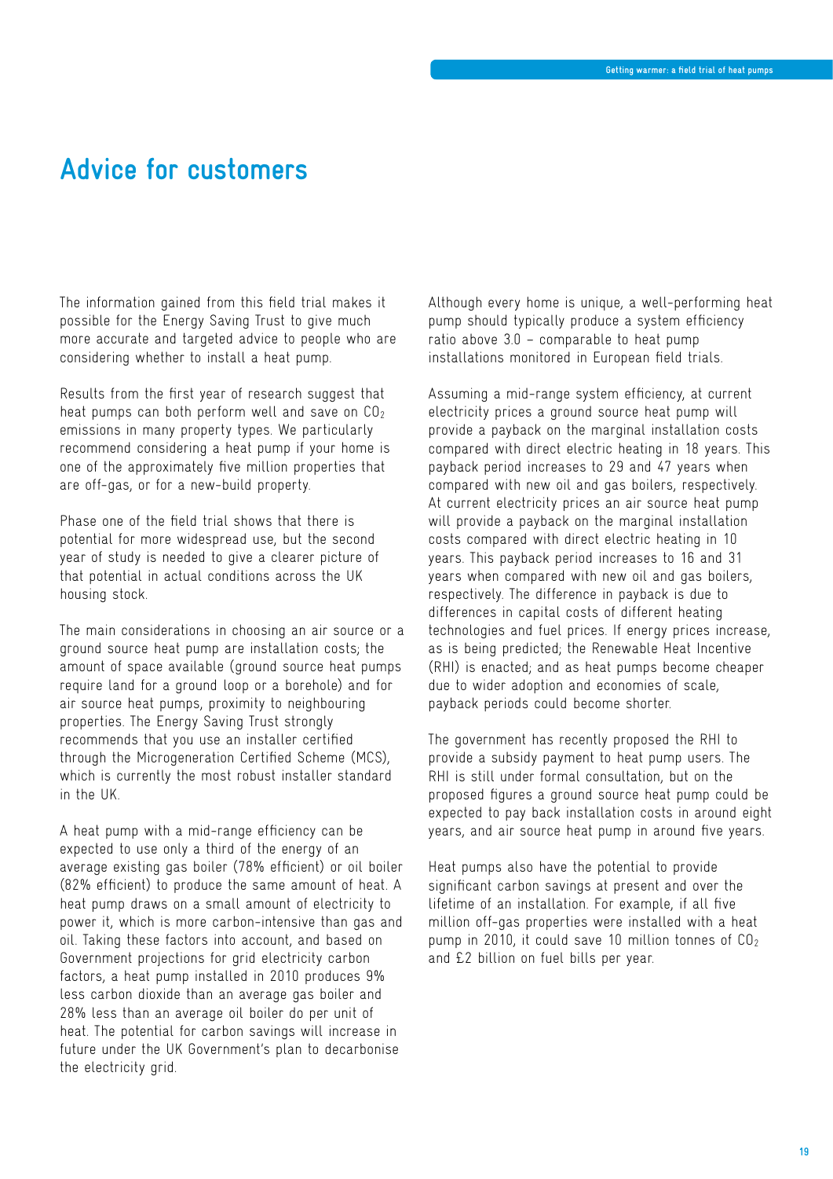# Advice for customers

The information gained from this field trial makes it possible for the Energy Saving Trust to give much more accurate and targeted advice to people who are considering whether to install a heat pump.

Results from the first year of research suggest that heat pumps can both perform well and save on $CO_2$ emissions in many property types. We particularly recommend considering a heat pump if your home is one of the approximately five million properties that are off-gas, or for a new-build property.

Phase one of the field trial shows that there is potential for more widespread use, but the second year of study is needed to give a clearer picture of that potential in actual conditions across the UK housing stock.

The main considerations in choosing an air source or a ground source heat pump are installation costs; the amount of space available (ground source heat pumps require land for a ground loop or a borehole) and for air source heat pumps, proximity to neighbouring properties. The Energy Saving Trust strongly recommends that you use an installer certified through the Microgeneration Certified Scheme (MCS), which is currently the most robust installer standard in the UK.

A heat pump with a mid-range efficiency can be expected to use only a third of the energy of an average existing gas boiler (78% efficient) or oil boiler (82% efficient) to produce the same amount of heat. A heat pump draws on a small amount of electricity to power it, which is more carbon-intensive than gas and oil. Taking these factors into account, and based on Government projections for grid electricity carbon factors, a heat pump installed in 2010 produces 9% less carbon dioxide than an average gas boiler and 28% less than an average oil boiler do per unit of heat. The potential for carbon savings will increase in future under the UK Government's plan to decarbonise the electricity grid.

Although every home is unique, a well-performing heat pump should typically produce a system efficiency ratio above 3.0 – comparable to heat pump installations monitored in European field trials.

Assuming a mid-range system efficiency, at current electricity prices a ground source heat pump will provide a payback on the marginal installation costs compared with direct electric heating in 18 years. This payback period increases to 29 and 47 years when compared with new oil and gas boilers, respectively. At current electricity prices an air source heat pump will provide a payback on the marginal installation costs compared with direct electric heating in 10 years. This payback period increases to 16 and 31 years when compared with new oil and gas boilers, respectively. The difference in payback is due to differences in capital costs of different heating technologies and fuel prices. If energy prices increase, as is being predicted; the Renewable Heat Incentive (RHI) is enacted; and as heat pumps become cheaper due to wider adoption and economies of scale, payback periods could become shorter.

The government has recently proposed the RHI to provide a subsidy payment to heat pump users. The RHI is still under formal consultation, but on the proposed figures a ground source heat pump could be expected to pay back installation costs in around eight years, and air source heat pump in around five years.

Heat pumps also have the potential to provide significant carbon savings at present and over the lifetime of an installation. For example, if all five million off-gas properties were installed with a heat pump in 2010, it could save 10 million tonnes of $CO_2$ and £2 billion on fuel bills per year.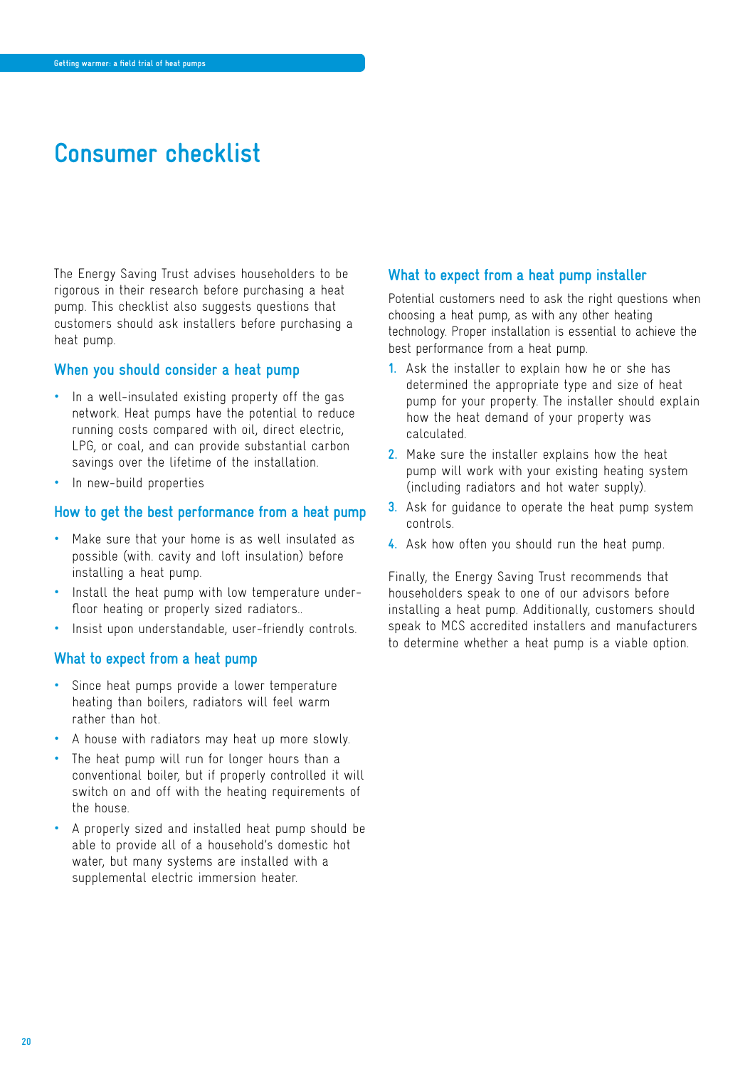# Consumer checklist

The Energy Saving Trust advises householders to be rigorous in their research before purchasing a heat pump. This checklist also suggests questions that customers should ask installers before purchasing a heat pump.

## When you should consider a heat pump

- In a well-insulated existing property off the gas network. Heat pumps have the potential to reduce running costs compared with oil, direct electric, LPG, or coal, and can provide substantial carbon savings over the lifetime of the installation.
- In new-build properties

## How to get the best performance from a heat pump

- Make sure that your home is as well insulated as possible (with. cavity and loft insulation) before installing a heat pump.
- Install the heat pump with low temperature under-floor heating or properly sized radiators..
- Insist upon understandable, user-friendly controls.

## What to expect from a heat pump

- Since heat pumps provide a lower temperature heating than boilers, radiators will feel warm rather than hot.
- A house with radiators may heat up more slowly.
- The heat pump will run for longer hours than a conventional boiler, but if properly controlled it will switch on and off with the heating requirements of the house.
- A properly sized and installed heat pump should be able to provide all of a household's domestic hot water, but many systems are installed with a supplemental electric immersion heater.

## What to expect from a heat pump installer

Potential customers need to ask the right questions when choosing a heat pump, as with any other heating technology. Proper installation is essential to achieve the best performance from a heat pump.

1. Ask the installer to explain how he or she has determined the appropriate type and size of heat pump for your property. The installer should explain how the heat demand of your property was calculated.
2. Make sure the installer explains how the heat pump will work with your existing heating system (including radiators and hot water supply).
3. Ask for guidance to operate the heat pump system controls.
4. Ask how often you should run the heat pump.

Finally, the Energy Saving Trust recommends that householders speak to one of our advisors before installing a heat pump. Additionally, customers should speak to MCS accredited installers and manufacturers to determine whether a heat pump is a viable option.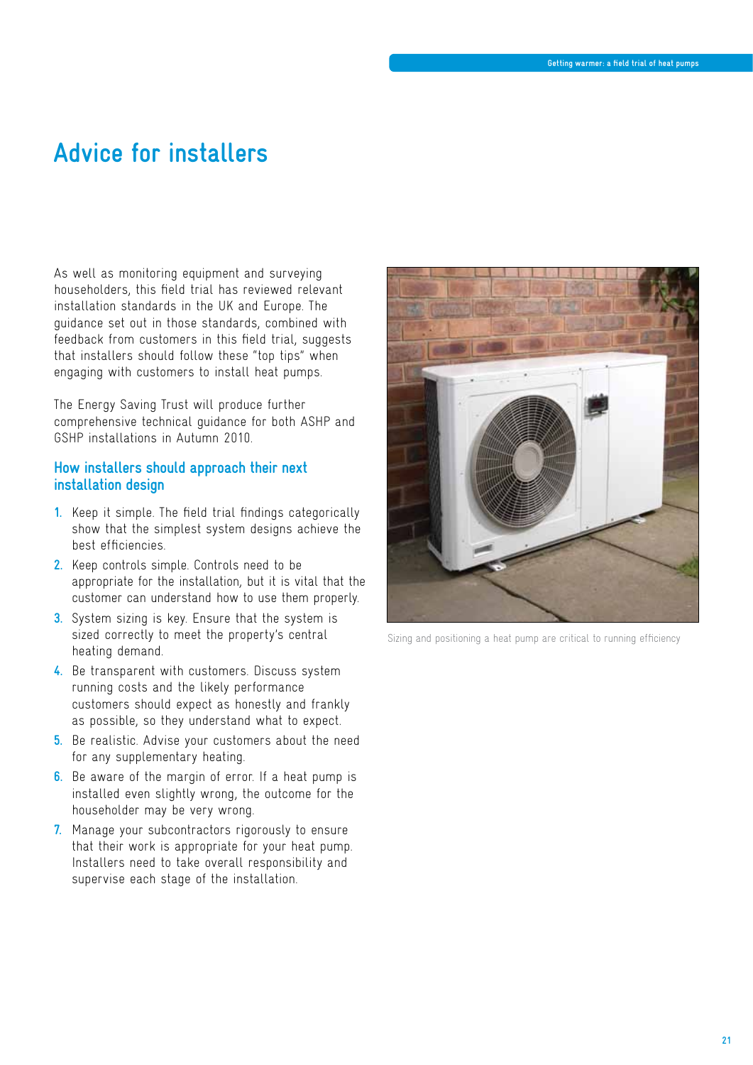# Advice for installers

As well as monitoring equipment and surveying householders, this field trial has reviewed relevant installation standards in the UK and Europe. The guidance set out in those standards, combined with feedback from customers in this field trial, suggests that installers should follow these "top tips" when engaging with customers to install heat pumps.

The Energy Saving Trust will produce further comprehensive technical guidance for both ASHP and GSHP installations in Autumn 2010.

## How installers should approach their next installation design

1. Keep it simple. The field trial findings categorically show that the simplest system designs achieve the best efficiencies.
2. Keep controls simple. Controls need to be appropriate for the installation, but it is vital that the customer can understand how to use them properly.
3. System sizing is key. Ensure that the system is sized correctly to meet the property's central heating demand.
4. Be transparent with customers. Discuss system running costs and the likely performance customers should expect as honestly and frankly as possible, so they understand what to expect.
5. Be realistic. Advise your customers about the need for any supplementary heating.
6. Be aware of the margin of error. If a heat pump is installed even slightly wrong, the outcome for the householder may be very wrong.
7. Manage your subcontractors rigorously to ensure that their work is appropriate for your heat pump. Installers need to take overall responsibility and supervise each stage of the installation.

Sizing and positioning a heat pump are critical to running efficiency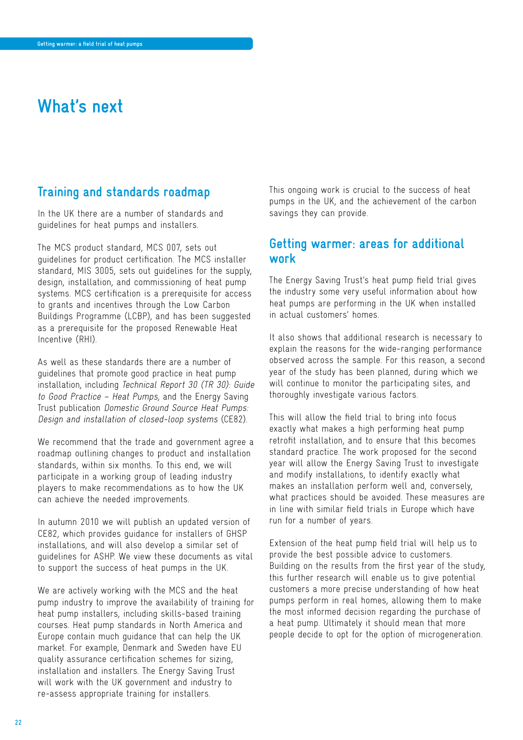# What's next

## Training and standards roadmap

In the UK there are a number of standards and guidelines for heat pumps and installers.

The MCS product standard, MCS 007, sets out guidelines for product certification. The MCS installer standard, MIS 3005, sets out guidelines for the supply, design, installation, and commissioning of heat pump systems. MCS certification is a prerequisite for access to grants and incentives through the Low Carbon Buildings Programme (LCBP), and has been suggested as a prerequisite for the proposed Renewable Heat Incentive (RHI).

As well as these standards there are a number of guidelines that promote good practice in heat pump installation, including *Technical Report 30 (TR 30): Guide to Good Practice – Heat Pumps*, and the Energy Saving Trust publication *Domestic Ground Source Heat Pumps: Design and installation of closed-loop systems* (CE82).

We recommend that the trade and government agree a roadmap outlining changes to product and installation standards, within six months. To this end, we will participate in a working group of leading industry players to make recommendations as to how the UK can achieve the needed improvements.

In autumn 2010 we will publish an updated version of CE82, which provides guidance for installers of GHSP installations, and will also develop a similar set of guidelines for ASHP. We view these documents as vital to support the success of heat pumps in the UK.

We are actively working with the MCS and the heat pump industry to improve the availability of training for heat pump installers, including skills-based training courses. Heat pump standards in North America and Europe contain much guidance that can help the UK market. For example, Denmark and Sweden have EU quality assurance certification schemes for sizing, installation and installers. The Energy Saving Trust will work with the UK government and industry to re-assess appropriate training for installers.

This ongoing work is crucial to the success of heat pumps in the UK, and the achievement of the carbon savings they can provide.

## Getting warmer: areas for additional work

The Energy Saving Trust's heat pump field trial gives the industry some very useful information about how heat pumps are performing in the UK when installed in actual customers' homes.

It also shows that additional research is necessary to explain the reasons for the wide-ranging performance observed across the sample. For this reason, a second year of the study has been planned, during which we will continue to monitor the participating sites, and thoroughly investigate various factors.

This will allow the field trial to bring into focus exactly what makes a high performing heat pump retrofit installation, and to ensure that this becomes standard practice. The work proposed for the second year will allow the Energy Saving Trust to investigate and modify installations, to identify exactly what makes an installation perform well and, conversely, what practices should be avoided. These measures are in line with similar field trials in Europe which have run for a number of years.

Extension of the heat pump field trial will help us to provide the best possible advice to customers. Building on the results from the first year of the study, this further research will enable us to give potential customers a more precise understanding of how heat pumps perform in real homes, allowing them to make the most informed decision regarding the purchase of a heat pump. Ultimately it should mean that more people decide to opt for the option of microgeneration.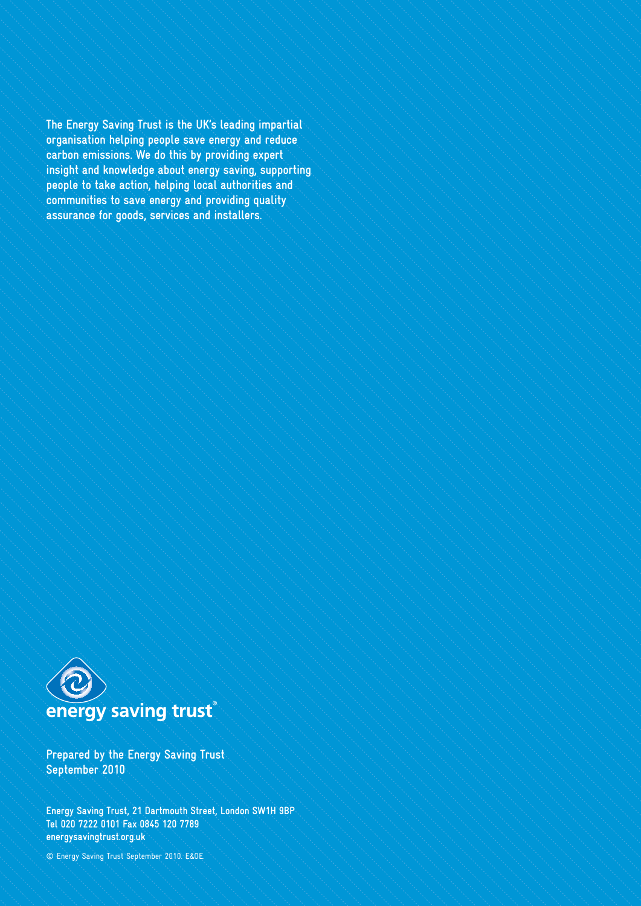The Energy Saving Trust is the UK's leading impartial organisation helping people save energy and reduce carbon emissions. We do this by providing expert insight and knowledge about energy saving, supporting people to take action, helping local authorities and communities to save energy and providing quality assurance for goods, services and installers.

energy saving trust®

Prepared by the Energy Saving Trust
September 2010

Energy Saving Trust, 21 Dartmouth Street, London SW1H 9BP
Tel 020 7222 0101 Fax 0845 120 7789
energysavingtrust.org.uk

© Energy Saving Trust September 2010. E&OE.